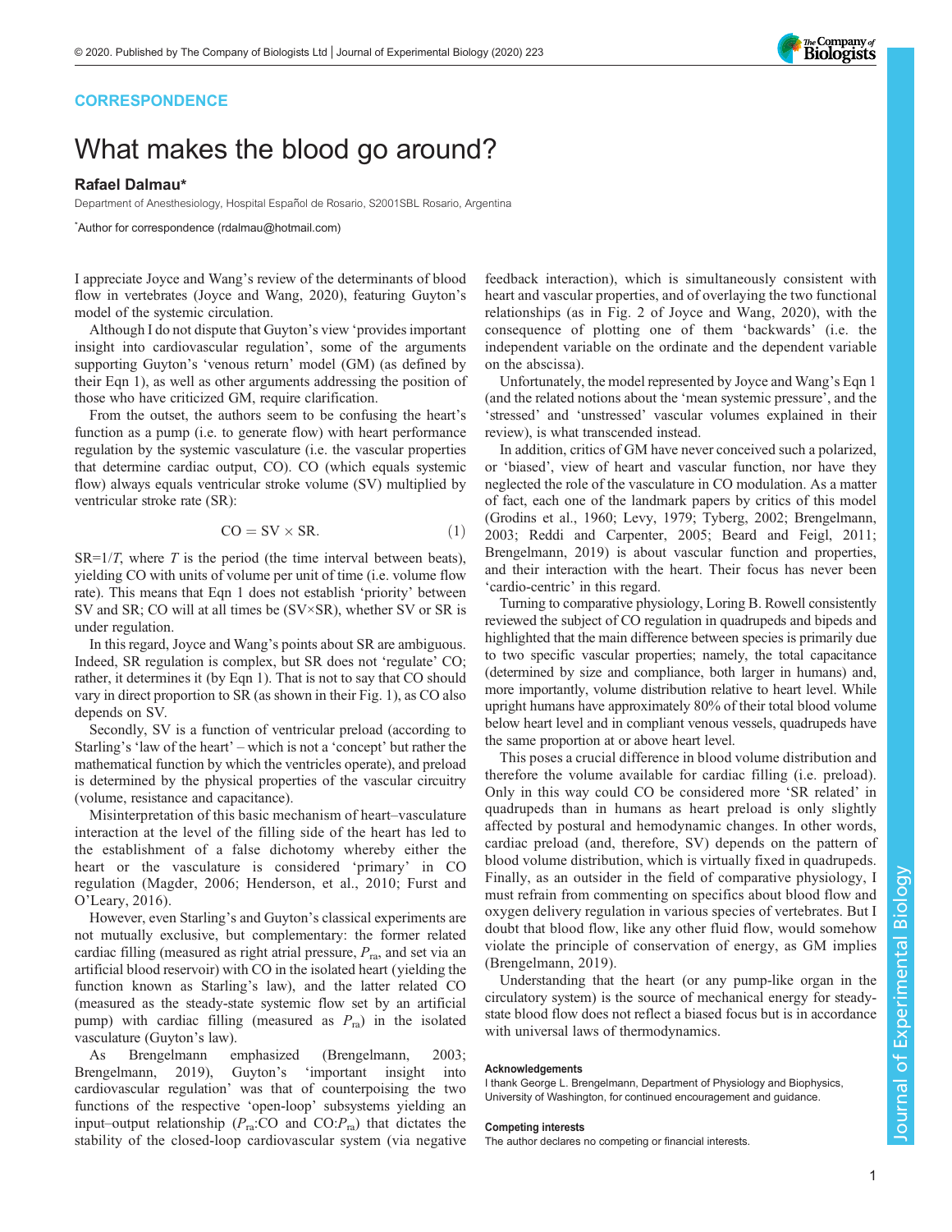CORRESPONDENCE

# What makes the blood go around?

**Rafael Dalmau***

Department of Anesthesiology, Hospital Español de Rosario, S2001SBL Rosario, Argentina

*Author for correspondence (rdalmau@hotmail.com)

I appreciate Joyce and Wang's review of the determinants of blood flow in vertebrates (Joyce and Wang, 2020), featuring Guyton's model of the systemic circulation.

Although I do not dispute that Guyton's view 'provides important insight into cardiovascular regulation', some of the arguments supporting Guyton's 'venous return' model (GM) (as defined by their Eqn 1), as well as other arguments addressing the position of those who have criticized GM, require clarification.

From the outset, the authors seem to be confusing the heart's function as a pump (i.e. to generate flow) with heart performance regulation by the systemic vasculature (i.e. the vascular properties that determine cardiac output, CO). CO (which equals systemic flow) always equals ventricular stroke volume (SV) multiplied by ventricular stroke rate (SR):

$$\mathrm{CO} = \mathrm{SV} \times \mathrm{SR}. \tag{1}$$

SR=1/*T*, where *T* is the period (the time interval between beats), yielding CO with units of volume per unit of time (i.e. volume flow rate). This means that Eqn 1 does not establish 'priority' between SV and SR; CO will at all times be (SV×SR), whether SV or SR is under regulation.

In this regard, Joyce and Wang's points about SR are ambiguous. Indeed, SR regulation is complex, but SR does not 'regulate' CO; rather, it determines it (by Eqn 1). That is not to say that CO should vary in direct proportion to SR (as shown in their Fig. 1), as CO also depends on SV.

Secondly, SV is a function of ventricular preload (according to Starling's 'law of the heart' – which is not a 'concept' but rather the mathematical function by which the ventricles operate), and preload is determined by the physical properties of the vascular circuitry (volume, resistance and capacitance).

Misinterpretation of this basic mechanism of heart–vasculature interaction at the level of the filling side of the heart has led to the establishment of a false dichotomy whereby either the heart or the vasculature is considered 'primary' in CO regulation (Magder, 2006; Henderson, et al., 2010; Furst and O'Leary, 2016).

However, even Starling's and Guyton's classical experiments are not mutually exclusive, but complementary: the former related cardiac filling (measured as right atrial pressure, $P_{\mathrm{ra}}$, and set via an artificial blood reservoir) with CO in the isolated heart (yielding the function known as Starling's law), and the latter related CO (measured as the steady-state systemic flow set by an artificial pump) with cardiac filling (measured as $P_{\mathrm{ra}}$) in the isolated vasculature (Guyton's law).

As Brengelmann emphasized (Brengelmann, 2003; Brengelmann, 2019), Guyton's 'important insight into cardiovascular regulation' was that of counterpoising the two functions of the respective 'open-loop' subsystems yielding an input–output relationship ($P_{\mathrm{ra}}$:CO and CO:$P_{\mathrm{ra}}$) that dictates the stability of the closed-loop cardiovascular system (via negative feedback interaction), which is simultaneously consistent with heart and vascular properties, and of overlaying the two functional relationships (as in Fig. 2 of Joyce and Wang, 2020), with the consequence of plotting one of them 'backwards' (i.e. the independent variable on the ordinate and the dependent variable on the abscissa).

Unfortunately, the model represented by Joyce and Wang's Eqn 1 (and the related notions about the 'mean systemic pressure', and the 'stressed' and 'unstressed' vascular volumes explained in their review), is what transcended instead.

In addition, critics of GM have never conceived such a polarized, or 'biased', view of heart and vascular function, nor have they neglected the role of the vasculature in CO modulation. As a matter of fact, each one of the landmark papers by critics of this model (Grodins et al., 1960; Levy, 1979; Tyberg, 2002; Brengelmann, 2003; Reddi and Carpenter, 2005; Beard and Feigl, 2011; Brengelmann, 2019) is about vascular function and properties, and their interaction with the heart. Their focus has never been 'cardio-centric' in this regard.

Turning to comparative physiology, Loring B. Rowell consistently reviewed the subject of CO regulation in quadrupeds and bipeds and highlighted that the main difference between species is primarily due to two specific vascular properties; namely, the total capacitance (determined by size and compliance, both larger in humans) and, more importantly, volume distribution relative to heart level. While upright humans have approximately 80% of their total blood volume below heart level and in compliant venous vessels, quadrupeds have the same proportion at or above heart level.

This poses a crucial difference in blood volume distribution and therefore the volume available for cardiac filling (i.e. preload). Only in this way could CO be considered more 'SR related' in quadrupeds than in humans as heart preload is only slightly affected by postural and hemodynamic changes. In other words, cardiac preload (and, therefore, SV) depends on the pattern of blood volume distribution, which is virtually fixed in quadrupeds. Finally, as an outsider in the field of comparative physiology, I must refrain from commenting on specifics about blood flow and oxygen delivery regulation in various species of vertebrates. But I doubt that blood flow, like any other fluid flow, would somehow violate the principle of conservation of energy, as GM implies (Brengelmann, 2019).

Understanding that the heart (or any pump-like organ in the circulatory system) is the source of mechanical energy for steady-state blood flow does not reflect a biased focus but is in accordance with universal laws of thermodynamics.

#### Acknowledgements

I thank George L. Brengelmann, Department of Physiology and Biophysics, University of Washington, for continued encouragement and guidance.

#### Competing interests

The author declares no competing or financial interests.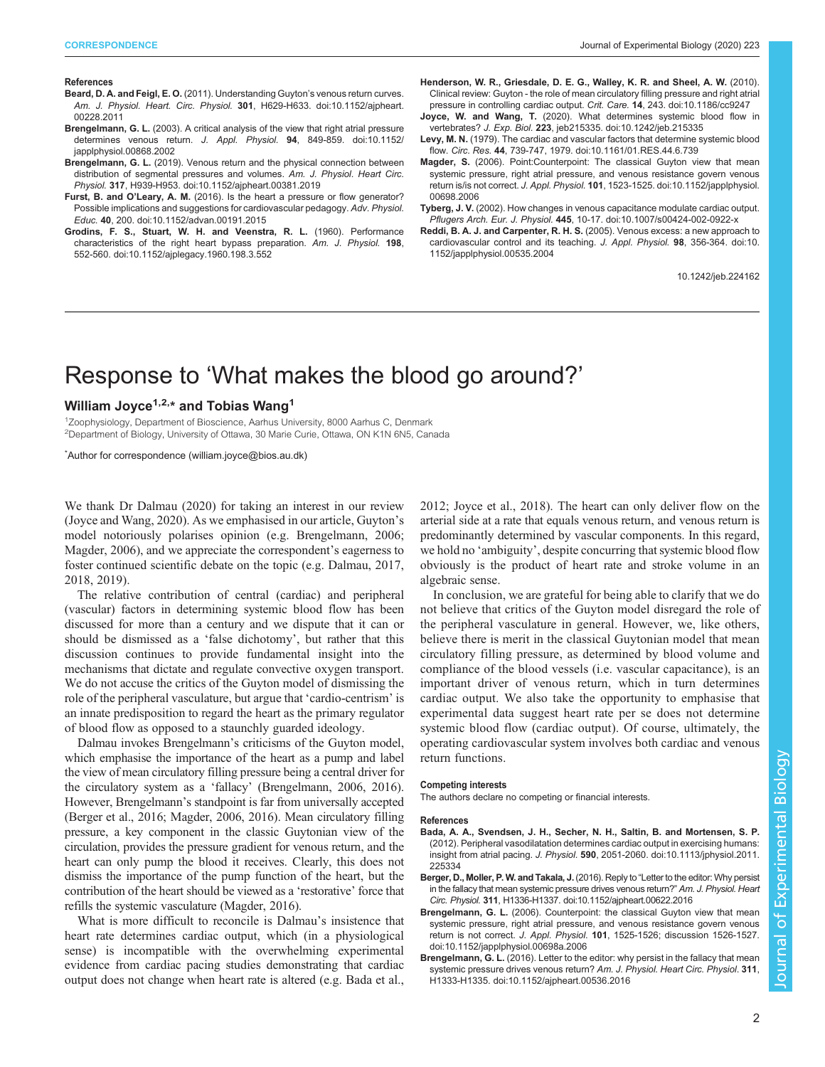## References

**Beard, D. A. and Feigl, E. O.** (2011). Understanding Guyton's venous return curves. *Am. J. Physiol. Heart. Circ. Physiol.* **301**, H629-H633. doi:10.1152/ajpheart.00228.2011

**Brengelmann, G. L.** (2003). A critical analysis of the view that right atrial pressure determines venous return. *J. Appl. Physiol.* **94**, 849-859. doi:10.1152/japplphysiol.00868.2002

**Brengelmann, G. L.** (2019). Venous return and the physical connection between distribution of segmental pressures and volumes. *Am. J. Physiol. Heart Circ. Physiol.* **317**, H939-H953. doi:10.1152/ajpheart.00381.2019

**Furst, B. and O'Leary, A. M.** (2016). Is the heart a pressure or flow generator? Possible implications and suggestions for cardiovascular pedagogy. *Adv. Physiol. Educ.* **40**, 200. doi:10.1152/advan.00191.2015

**Grodins, F. S., Stuart, W. H. and Veenstra, R. L.** (1960). Performance characteristics of the right heart bypass preparation. *Am. J. Physiol.* **198**, 552-560. doi:10.1152/ajplegacy.1960.198.3.552

**Henderson, W. R., Griesdale, D. E. G., Walley, K. R. and Sheel, A. W.** (2010). Clinical review: Guyton - the role of mean circulatory filling pressure and right atrial pressure in controlling cardiac output. *Crit. Care.* **14**, 243. doi:10.1186/cc9247

**Joyce, W. and Wang, T.** (2020). What determines systemic blood flow in vertebrates? *J. Exp. Biol.* **223**, jeb215335. doi:10.1242/jeb.215335

**Levy, M. N.** (1979). The cardiac and vascular factors that determine systemic blood flow. *Circ. Res.* **44**, 739-747, 1979. doi:10.1161/01.RES.44.6.739

**Magder, S.** (2006). Point:Counterpoint: The classical Guyton view that mean systemic pressure, right atrial pressure, and venous resistance govern venous return is/is not correct. *J. Appl. Physiol.* **101**, 1523-1525. doi:10.1152/japplphysiol.00698.2006

**Tyberg, J. V.** (2002). How changes in venous capacitance modulate cardiac output. *Pflugers Arch. Eur. J. Physiol.* **445**, 10-17. doi:10.1007/s00424-002-0922-x

**Reddi, B. A. J. and Carpenter, R. H. S.** (2005). Venous excess: a new approach to cardiovascular control and its teaching. *J. Appl. Physiol.* **98**, 356-364. doi:10.1152/japplphysiol.00535.2004

10.1242/jeb.224162

# Response to 'What makes the blood go around?'

**William Joyce[1,2,*] and Tobias Wang[1]**

[1]Zoophysiology, Department of Bioscience, Aarhus University, 8000 Aarhus C, Denmark
[2]Department of Biology, University of Ottawa, 30 Marie Curie, Ottawa, ON K1N 6N5, Canada

[*]Author for correspondence (william.joyce@bios.au.dk)

We thank Dr Dalmau (2020) for taking an interest in our review (Joyce and Wang, 2020). As we emphasised in our article, Guyton's model notoriously polarises opinion (e.g. Brengelmann, 2006; Magder, 2006), and we appreciate the correspondent's eagerness to foster continued scientific debate on the topic (e.g. Dalmau, 2017, 2018, 2019).

The relative contribution of central (cardiac) and peripheral (vascular) factors in determining systemic blood flow has been discussed for more than a century and we dispute that it can or should be dismissed as a 'false dichotomy', but rather that this discussion continues to provide fundamental insight into the mechanisms that dictate and regulate convective oxygen transport. We do not accuse the critics of the Guyton model of dismissing the role of the peripheral vasculature, but argue that 'cardio-centrism' is an innate predisposition to regard the heart as the primary regulator of blood flow as opposed to a staunchly guarded ideology.

Dalmau invokes Brengelmann's criticisms of the Guyton model, which emphasise the importance of the heart as a pump and label the view of mean circulatory filling pressure being a central driver for the circulatory system as a 'fallacy' (Brengelmann, 2006, 2016). However, Brengelmann's standpoint is far from universally accepted (Berger et al., 2016; Magder, 2006, 2016). Mean circulatory filling pressure, a key component in the classic Guytonian view of the circulation, provides the pressure gradient for venous return, and the heart can only pump the blood it receives. Clearly, this does not dismiss the importance of the pump function of the heart, but the contribution of the heart should be viewed as a 'restorative' force that refills the systemic vasculature (Magder, 2016).

What is more difficult to reconcile is Dalmau's insistence that heart rate determines cardiac output, which (in a physiological sense) is incompatible with the overwhelming experimental evidence from cardiac pacing studies demonstrating that cardiac output does not change when heart rate is altered (e.g. Bada et al., 2012; Joyce et al., 2018). The heart can only deliver flow on the arterial side at a rate that equals venous return, and venous return is predominantly determined by vascular components. In this regard, we hold no 'ambiguity', despite concurring that systemic blood flow obviously is the product of heart rate and stroke volume in an algebraic sense.

In conclusion, we are grateful for being able to clarify that we do not believe that critics of the Guyton model disregard the role of the peripheral vasculature in general. However, we, like others, believe there is merit in the classical Guytonian model that mean circulatory filling pressure, as determined by blood volume and compliance of the blood vessels (i.e. vascular capacitance), is an important driver of venous return, which in turn determines cardiac output. We also take the opportunity to emphasise that experimental data suggest heart rate per se does not determine systemic blood flow (cardiac output). Of course, ultimately, the operating cardiovascular system involves both cardiac and venous return functions.

### Competing interests

The authors declare no competing or financial interests.

### References

**Bada, A. A., Svendsen, J. H., Secher, N. H., Saltin, B. and Mortensen, S. P.** (2012). Peripheral vasodilatation determines cardiac output in exercising humans: insight from atrial pacing. *J. Physiol.* **590**, 2051-2060. doi:10.1113/jphysiol.2011.225334

**Berger, D., Moller, P. W. and Takala, J.** (2016). Reply to "Letter to the editor: Why persist in the fallacy that mean systemic pressure drives venous return?" *Am. J. Physiol. Heart Circ. Physiol.* **311**, H1336-H1337. doi:10.1152/ajpheart.00622.2016

**Brengelmann, G. L.** (2006). Counterpoint: the classical Guyton view that mean systemic pressure, right atrial pressure, and venous resistance govern venous return is not correct. *J. Appl. Physiol.* **101**, 1525-1526; discussion 1526-1527. doi:10.1152/japplphysiol.00698a.2006

**Brengelmann, G. L.** (2016). Letter to the editor: why persist in the fallacy that mean systemic pressure drives venous return? *Am. J. Physiol. Heart Circ. Physiol.* **311**, H1333-H1335. doi:10.1152/ajpheart.00536.2016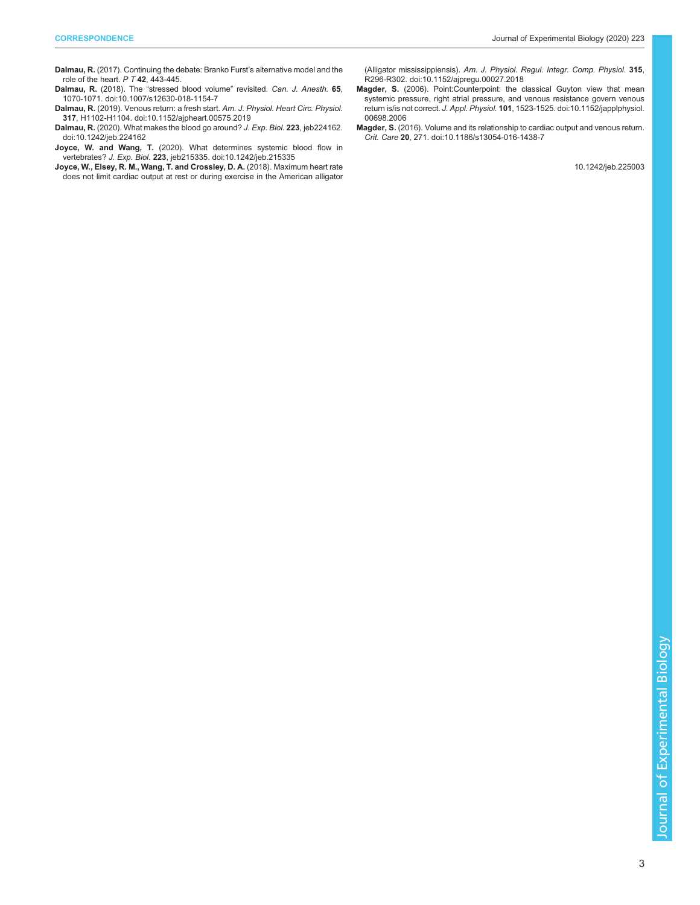**Dalmau, R.** (2017). Continuing the debate: Branko Furst's alternative model and the role of the heart. *P T* **42**, 443-445.

**Dalmau, R.** (2018). The "stressed blood volume" revisited. *Can. J. Anesth.* **65**, 1070-1071. doi:10.1007/s12630-018-1154-7

**Dalmau, R.** (2019). Venous return: a fresh start. *Am. J. Physiol. Heart Circ. Physiol.* **317**, H1102-H1104. doi:10.1152/ajpheart.00575.2019

**Dalmau, R.** (2020). What makes the blood go around? *J. Exp. Biol.* **223**, jeb224162. doi:10.1242/jeb.224162

**Joyce, W. and Wang, T.** (2020). What determines systemic blood flow in vertebrates? *J. Exp. Biol.* **223**, jeb215335. doi:10.1242/jeb.215335

**Joyce, W., Elsey, R. M., Wang, T. and Crossley, D. A.** (2018). Maximum heart rate does not limit cardiac output at rest or during exercise in the American alligator (Alligator mississippiensis). *Am. J. Physiol. Regul. Integr. Comp. Physiol.* **315**, R296-R302. doi:10.1152/ajpregu.00027.2018

**Magder, S.** (2006). Point:Counterpoint: the classical Guyton view that mean systemic pressure, right atrial pressure, and venous resistance govern venous return is/is not correct. *J. Appl. Physiol.* **101**, 1523-1525. doi:10.1152/japplphysiol.00698.2006

**Magder, S.** (2016). Volume and its relationship to cardiac output and venous return. *Crit. Care* **20**, 271. doi:10.1186/s13054-016-1438-7

10.1242/jeb.225003